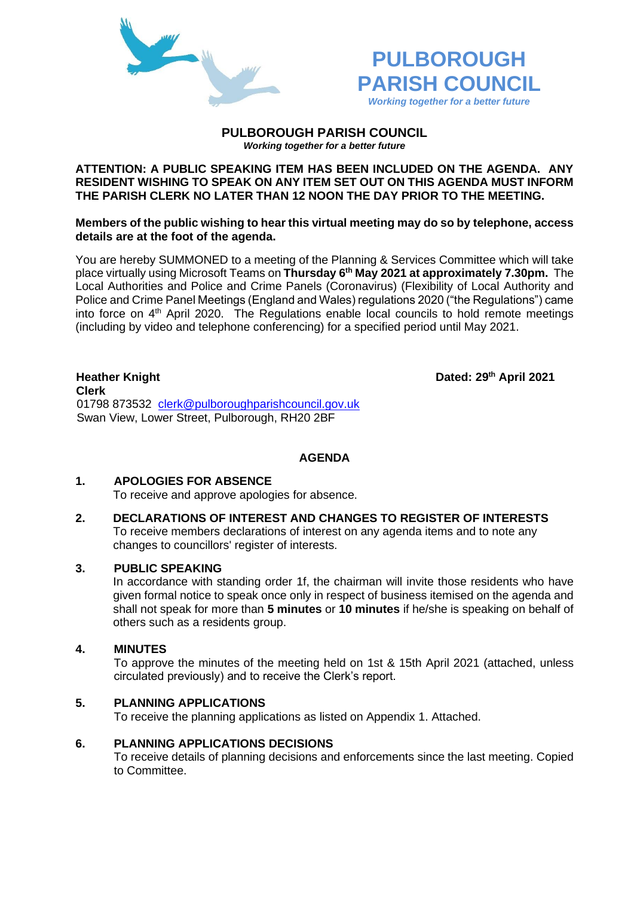# PULBOROUGH PARISH COUNCIL

*Working together for a better future*

## PULBOROUGH PARISH COUNCIL

***Working together for a better future***

**ATTENTION: A PUBLIC SPEAKING ITEM HAS BEEN INCLUDED ON THE AGENDA. ANY RESIDENT WISHING TO SPEAK ON ANY ITEM SET OUT ON THIS AGENDA MUST INFORM THE PARISH CLERK NO LATER THAN 12 NOON THE DAY PRIOR TO THE MEETING.**

**Members of the public wishing to hear this virtual meeting may do so by telephone, access details are at the foot of the agenda.**

You are hereby SUMMONED to a meeting of the Planning & Services Committee which will take place virtually using Microsoft Teams on **Thursday 6th May 2021 at approximately 7.30pm.** The Local Authorities and Police and Crime Panels (Coronavirus) (Flexibility of Local Authority and Police and Crime Panel Meetings (England and Wales) regulations 2020 ("the Regulations") came into force on 4th April 2020. The Regulations enable local councils to hold remote meetings (including by video and telephone conferencing) for a specified period until May 2021.

**Heather Knight**
**Clerk**
01798 873532 clerk@pulboroughparishcouncil.gov.uk
Swan View, Lower Street, Pulborough, RH20 2BF

**Dated: 29th April 2021**

## AGENDA

**1. APOLOGIES FOR ABSENCE**
To receive and approve apologies for absence.

**2. DECLARATIONS OF INTEREST AND CHANGES TO REGISTER OF INTERESTS**
To receive members declarations of interest on any agenda items and to note any changes to councillors' register of interests.

**3. PUBLIC SPEAKING**
In accordance with standing order 1f, the chairman will invite those residents who have given formal notice to speak once only in respect of business itemised on the agenda and shall not speak for more than **5 minutes** or **10 minutes** if he/she is speaking on behalf of others such as a residents group.

**4. MINUTES**
To approve the minutes of the meeting held on 1st & 15th April 2021 (attached, unless circulated previously) and to receive the Clerk's report.

**5. PLANNING APPLICATIONS**
To receive the planning applications as listed on Appendix 1. Attached.

**6. PLANNING APPLICATIONS DECISIONS**
To receive details of planning decisions and enforcements since the last meeting. Copied to Committee.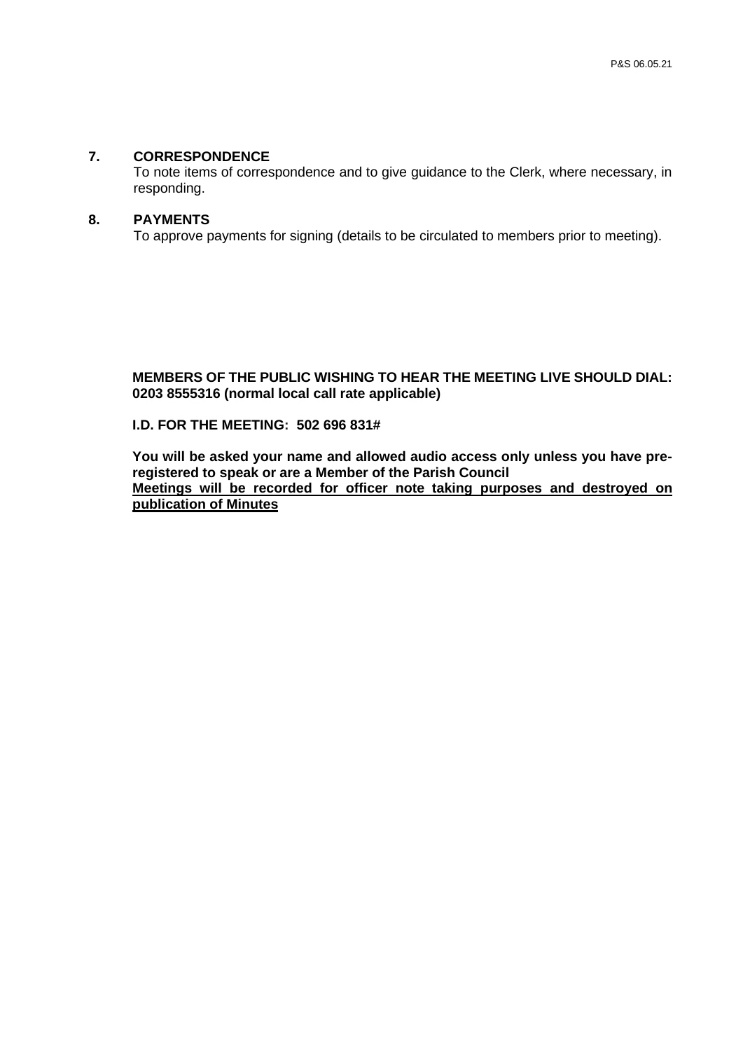## 7. CORRESPONDENCE

To note items of correspondence and to give guidance to the Clerk, where necessary, in responding.

## 8. PAYMENTS

To approve payments for signing (details to be circulated to members prior to meeting).

**MEMBERS OF THE PUBLIC WISHING TO HEAR THE MEETING LIVE SHOULD DIAL: 0203 8555316 (normal local call rate applicable)**

**I.D. FOR THE MEETING: 502 696 831#**

**You will be asked your name and allowed audio access only unless you have pre-registered to speak or are a Member of the Parish Council**
**<u>Meetings will be recorded for officer note taking purposes and destroyed on publication of Minutes</u>**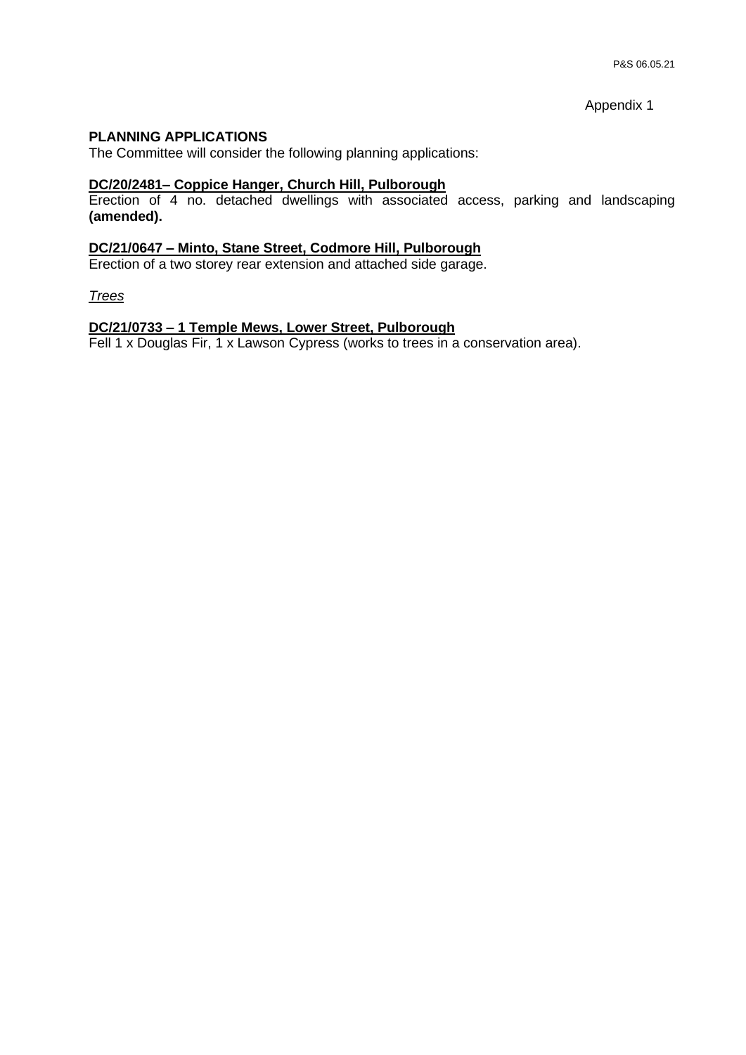Appendix 1

**PLANNING APPLICATIONS**

The Committee will consider the following planning applications:

**DC/20/2481– Coppice Hanger, Church Hill, Pulborough**

Erection of 4 no. detached dwellings with associated access, parking and landscaping **(amended).**

**DC/21/0647 – Minto, Stane Street, Codmore Hill, Pulborough**

Erection of a two storey rear extension and attached side garage.

*Trees*

**DC/21/0733 – 1 Temple Mews, Lower Street, Pulborough**

Fell 1 x Douglas Fir, 1 x Lawson Cypress (works to trees in a conservation area).